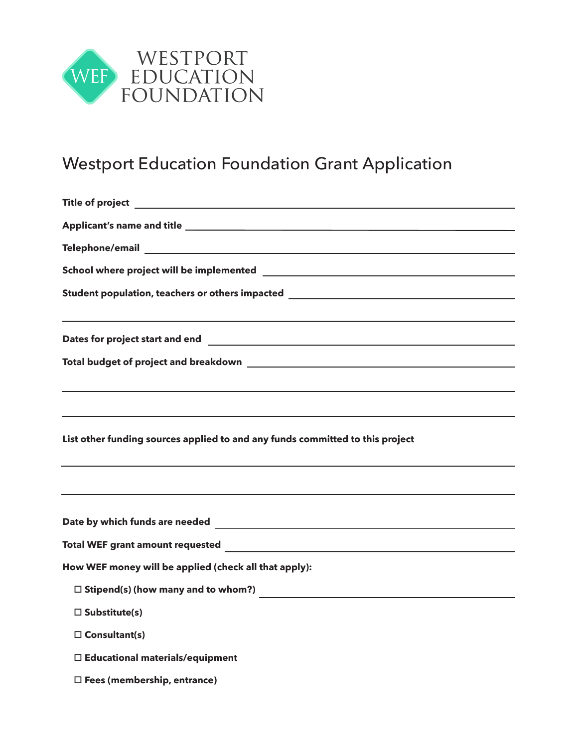WESTPORT EDUCATION FOUNDATION

# Westport Education Foundation Grant Application

**Title of project** ______________________________

**Applicant's name and title** ______________________________

**Telephone/email** ______________________________

**School where project will be implemented** ______________________________

**Student population, teachers or others impacted** ______________________________

______________________________

**Dates for project start and end** ______________________________

**Total budget of project and breakdown** ______________________________

______________________________

______________________________

**List other funding sources applied to and any funds committed to this project**

______________________________

______________________________

**Date by which funds are needed** ______________________________

**Total WEF grant amount requested** ______________________________

**How WEF money will be applied (check all that apply):**

- ☐ **Stipend(s) (how many and to whom?)** ______________________________
- ☐ **Substitute(s)**
- ☐ **Consultant(s)**
- ☐ **Educational materials/equipment**
- ☐ **Fees (membership, entrance)**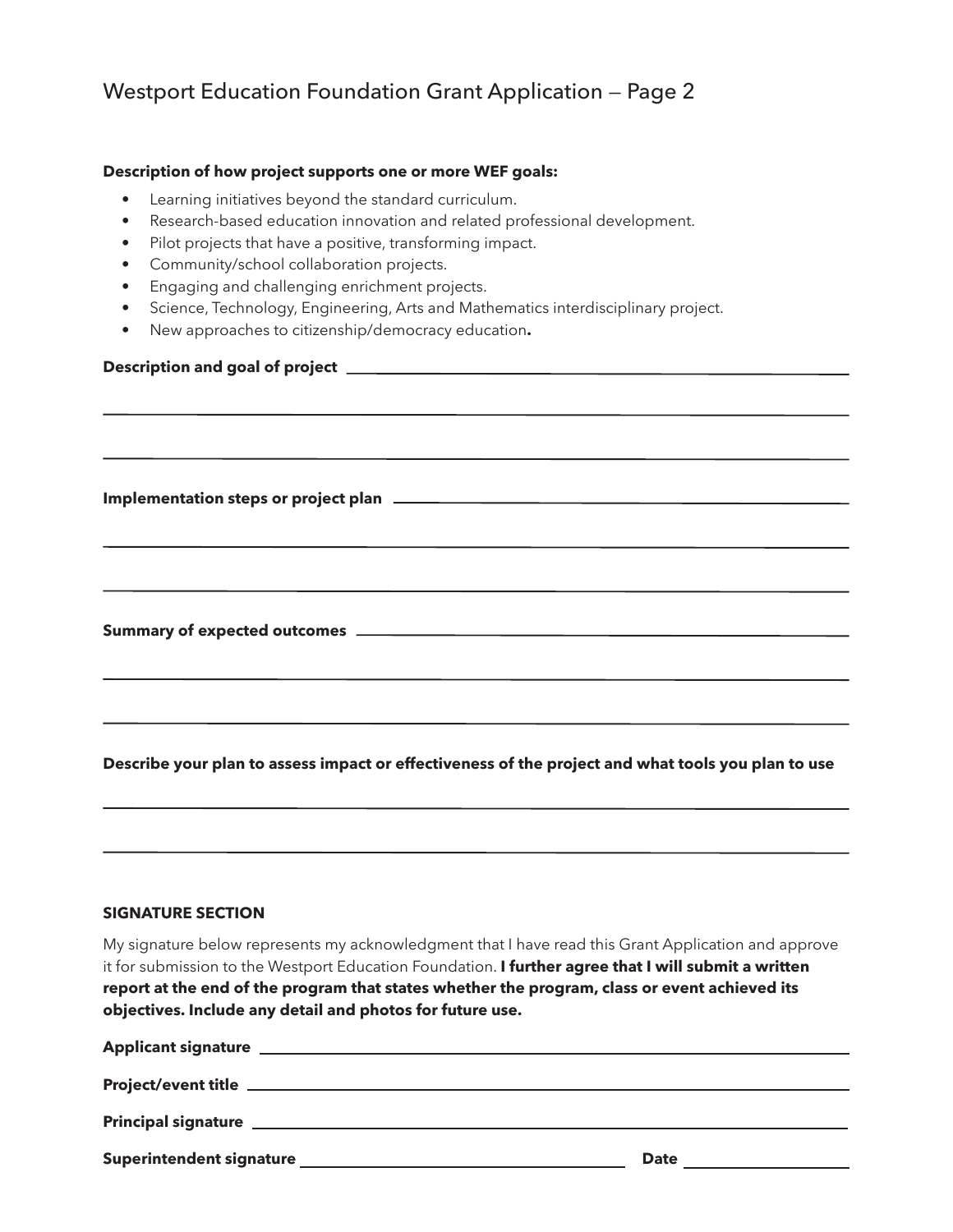# Westport Education Foundation Grant Application — Page 2

**Description of how project supports one or more WEF goals:**

- Learning initiatives beyond the standard curriculum.
- Research-based education innovation and related professional development.
- Pilot projects that have a positive, transforming impact.
- Community/school collaboration projects.
- Engaging and challenging enrichment projects.
- Science, Technology, Engineering, Arts and Mathematics interdisciplinary project.
- New approaches to citizenship/democracy education**.**

**Description and goal of project** ______________________________________________

______________________________________________________________________________

______________________________________________________________________________

**Implementation steps or project plan** __________________________________________

______________________________________________________________________________

______________________________________________________________________________

**Summary of expected outcomes** ______________________________________________

______________________________________________________________________________

______________________________________________________________________________

**Describe your plan to assess impact or effectiveness of the project and what tools you plan to use**

______________________________________________________________________________

______________________________________________________________________________

**SIGNATURE SECTION**

My signature below represents my acknowledgment that I have read this Grant Application and approve it for submission to the Westport Education Foundation. **I further agree that I will submit a written report at the end of the program that states whether the program, class or event achieved its objectives. Include any detail and photos for future use.**

**Applicant signature** ______________________________________________

**Project/event title** ______________________________________________

**Principal signature** ______________________________________________

**Superintendent signature** ______________________________ **Date** ______________